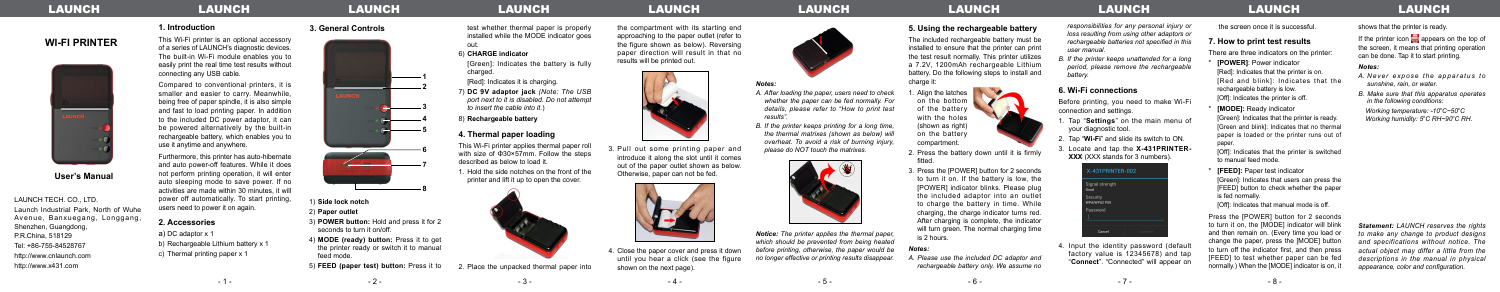# WI-FI PRINTER

User's Manual

LAUNCH TECH. CO., LTD.

Launch Industrial Park, North of Wuhe Avenue, Banxuegang, Longgang, Shenzhen, Guangdong, P.R.China, 518129

Tel: +86-755-84528767

http://www.cnlaunch.com

http://www.x431.com

## 1. Introduction

This Wi-Fi printer is an optional accessory of a series of LAUNCH's diagnostic devices. The built-in Wi-Fi module enables you to easily print the real time test results without connecting any USB cable.

Compared to conventional printers, it is smaller and easier to carry. Meanwhile, being free of paper spindle, it is also simple and fast to load printing paper. In addition to the included DC power adaptor, it can be powered alternatively by the built-in rechargeable battery, which enables you to use it anytime and anywhere.

Furthermore, this printer has auto-hibernate and auto power-off features. While it does not perform printing operation, it will enter auto sleeping mode to save power. If no activities are made within 30 minutes, it will power off automatically. To start printing, users need to power it on again.

## 2. Accessories

a) DC adaptor x 1

b) Rechargeable Lithium battery x 1

c) Thermal printing paper x 1

## 3. General Controls

1) **Side lock notch**

2) **Paper outlet**

3) **POWER button:** Hold and press it for 2 seconds to turn it on/off.

4) **MODE (ready) button:** Press it to get the printer ready or switch it to manual feed mode.

5) **FEED (paper test) button:** Press it to test whether thermal paper is properly installed while the MODE indicator goes out.

6) **CHARGE indicator**

[Green]: Indicates the battery is fully charged.

[Red]: Indicates it is charging.

7) **DC 9V adaptor jack** *(Note: The USB port next to it is disabled. Do not attempt to insert the cable into it.)*

8) **Rechargeable battery**

## 4. Thermal paper loading

This Wi-Fi printer applies thermal paper roll with size of Ø30×57mm. Follow the steps described as below to load it.

1. Hold the side notches on the front of the printer and lift it up to open the cover.
2. Place the unpacked thermal paper into the compartment with its starting end approaching to the paper outlet (refer to the figure shown as below). Reversing paper direction will result in that no results will be printed out.
3. Pull out some printing paper and introduce it along the slot until it comes out of the paper outlet shown as below. Otherwise, paper can not be fed.
4. Close the paper cover and press it down until you hear a click (see the figure shown on the next page).

*Notes:*

*A. After loading the paper, users need to check whether the paper can be fed normally. For details, please refer to "How to print test results".*

*B. If the printer keeps printing for a long time, the thermal matrixes (shown as below) will overheat. To avoid a risk of burning injury, please do NOT touch the matrixes.*

*Notice: The printer applies the thermal paper, which should be prevented from being heated before printing, otherwise, the paper would be no longer effective or printing results disappear.*

## 5. Using the rechargeable battery

The included rechargeable battery must be installed to ensure that the printer can print the test result normally. This printer utilizes a 7.2V, 1200mAh rechargeable Lithium battery. Do the following steps to install and charge it:

1. Align the latches on the bottom of the battery with the holes (shown as right) on the battery compartment.
2. Press the battery down until it is firmly fitted.
3. Press the [POWER] button for 2 seconds to turn it on. If the battery is low, the [POWER] indicator blinks. Please plug the included adapter into an outlet to charge the battery in time. While charging, the charge indicator turns red. After charging is complete, the indicator will turn green. The normal charging time is 2 hours.

*Notes:*

*A. Please use the included DC adaptor and rechargeable battery only. We assume no responsibilities for any personal injury or loss resulting from using other adaptors or rechargeable batteries not specified in this user manual.*

*B. If the printer keeps unattended for a long period, please remove the rechargeable battery.*

## 6. Wi-Fi connections

Before printing, you need to make Wi-Fi connection and settings.

1. Tap "**Settings**" on the main menu of your diagnostic tool.
2. Tap "**Wi-Fi**" and slide its switch to ON.
3. Locate and tap the **X-431PRINTER-XXX** (XXX stands for 3 numbers).
4. Input the identity password (default factory value is 12345678) and tap "**Connect**". "Connected" will appear on the screen once it is successful.

## 7. How to print test results

There are three indicators on the printer:

* **[POWER]**: Power indicator
  [Red]: Indicates that the printer is on.
  [Red and blink]: Indicates that the rechargeable battery is low.
  [Off]: Indicates the printer is off.
* **[MODE]**: Ready indicator
  [Green]: Indicates that the printer is ready.
  [Green and blink]: Indicates that no thermal paper is loaded or the printer runs out of paper.
  [Off]: Indicates that the printer is switched to manual feed mode.
* **[FEED]**: Paper feed indicator
  [Green]: Indicates that users can press the [FEED] button to check whether the paper is fed normally.
  [Off]: Indicates that manual mode is off.

Press the [POWER] button for 2 seconds to turn it on, the [MODE] indicator will blink and then remain on. (Every time you load or change the paper, press the [MODE] button to turn off the indicator fist, and then press [FEED] to test whether paper can be fed normally.) When the [MODE] indicator is on, it shows that the printer is ready.

If the printer icon appears on the top of the screen, it means that printing operation can be done. Tap it to start printing.

***Notes:***

*A. Never expose the apparatus to sunshine, rain, or water.*

*B. Make sure that this apparatus operates in the following conditions:*

*Working temperature: -10°C~50°C*

*Working humidity: 5°C RH~90°C RH.*

***Statement:*** *LAUNCH reserves the rights to make any change to product designs and specifications without notice. The actual object may differ a little from the descriptions in the manual in physical appearance, color and configuration.*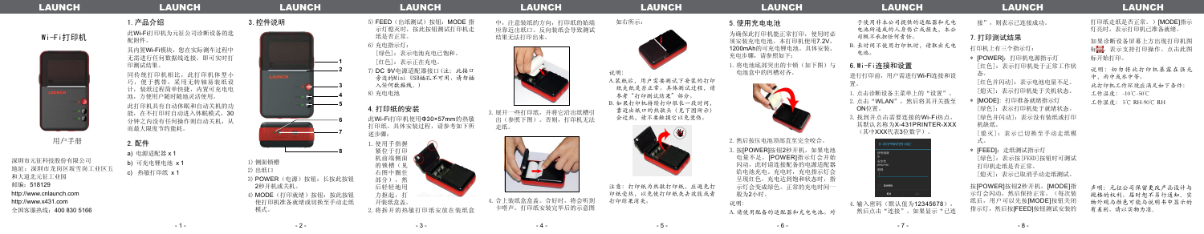# Wi-Fi打印机

用户手册

深圳市元征科技股份有限公司
地址：深圳市龙岗区坂雪岗工业区五和大道北元征工业园
邮编：518129
http://www.cnlaunch.com
http://www.x431.com
全国客服热线：400 830 5166

## 1. 产品介绍

此Wi-Fi打印机为元征公司诊断设备的选配附件。

其内置Wi-Fi模块，您在实际测车过程中无需进行任何数据线连接，即可实时打印测试结果。

同传统打印机相比，此打印机体型小巧，便于携带。采用无转轴易装纸设计，装纸过程简单快捷。内置可充电电池，方便用户随时随地灵活使用。

此打印机具有自动休眠和自动关机的功能：在不打印时自动进入休眠模式；30分钟之内没有任何操作则自动关机，从而最大限度节约能耗。

## 2. 配件

a) 电源适配器 x 1
b) 可充电锂电池 x 1
c) 热敏打印纸 x 1

## 3. 控件说明

1) 侧面锁槽
2) 出纸口
3) POWER（电源）按钮：长按此按钮2秒开机或关机。
4) MODE（打印就绪）按钮：按此按钮使打印机准备就绪或切换至手动走纸模式。
5) FEED（出纸就绪）按钮：MODE 指示灯熄灭时，按此按钮调试打印机走纸是否正常。
6) 充电指示灯：
[绿色]：表示电池充电已饱和。
[红色]：表示正在充电。
7) DC 9V电源适配器接口（注：此接口旁边的Mini USB端孔不可用，请勿插入任何数据线。）
8) 充电电池

## 4. 打印纸的安装

此Wi-Fi打印机使用Φ30×57mm的热敏打印纸。具体安装过程，请参考如下所述步骤：

1. 使用手指捏紧位于打印机前端侧面的锁槽（见右图中圈住部分），然后轻轻地用力掰起，打开装纸盒盖。
2. 将热敏打印纸安放在装纸盒中，注意装纸的方向，打印纸的始端应靠近出纸口。反向装纸会导致测试结果无法打印出来。
3. 展开一些打印纸，并将它沿出纸槽引出（参照下图）。否则，打印机无法走纸。
4. 合上装纸盒盒盖。合好时，将会听到卡嗒声。打印纸安装完毕后的示意图如右所示：

说明：
A. 装纸后，用户需要测试下安装的打印纸是否正常，具体测试过程，请参考"打印测试结果"部分。
B. 如果打印机持续打印纸卡一段时间，要迅速由纸口把热纸头（见下图所示）会过热，请不要触摸它以免烫伤。

注意：打印纸为热敏打印纸，应避免打印纸受热，以免使打印纸失去效能或者打印结果消失。

## 5. 使用充电电池

为确保打印机能正常打印，使用时必须安装充电电池。本打印机使用7.2V、1200mAh的可充电锂电池。具体安装、充电步骤，请参照如下：

1. 将电池底部突出的卡销（如下图）与电池盒中的凹槽对齐。
2. 然后按压电池顶部直至完全咬合。
3. 按[POWER]按钮2秒开机，如果电池电量不足，[POWER]指示灯会开始闪动，此时请连接配备的电源适配器给电池充电。充电时，充电指示灯会呈现红色，充电达到饱和状态时，指示灯会变成绿色。正常的充电时间一般为2小时。

说明：
A. 请使用配备的适配器和充电电池。对于使用非本公司提供的适配器和充电电池所造成的人身伤亡或损失，本公司概不承担任何责任。
B. 长时间不使用打印机时，请取出充电电池。

## 6. Wi-Fi连接和设置

进行打印前，用户需进行Wi-Fi连接和设置。

1. 点击诊断设备主菜单上的"设置"。
2. 点击"WLAN"，然后将其开关拨至ON位置。
3. 找到并点击需要连接的Wi-Fi热点，其默认名称为X-431PRINTER-XXX（其中XXX代表3位数字）。
4. 输入密码（默认值为12345678），然后点击"连接"。如果显示"已连接"，则表示已连接成功。

## 7. 打印测试结果

打印机上有三个指示灯：

* [POWER]：打印机电源指示灯
[红色]：表示打印机处于正常工作状态。
[红色闪动]：表示电池电量不足。
[熄灭]：表示打印机处于关机状态。
* [MODE]：打印准备就绪指示灯
[绿色]：表示打印机处于就绪状态。
[绿色闪动]：表示没有装纸或打印机缺纸。
[熄灭]：表示已切换至手动走纸模式。
* [FEED]：走纸测试指示灯
[绿色]：表示按[FEED]按钮可测试打印机走纸是否正常。
[熄灭]：表示已取消手动走纸测试。

按[POWER]按钮2秒开机，[MODE]指示灯会闪动，然后保持点亮。（每次装纸后，用户可以先按[MODE]按钮关闭指示灯，然后按[FEED]按钮测试安装的打印纸走纸是否正常。）[MODE]指示灯亮时，表示打印机已准备就绪。

如果诊断设备屏幕上方出现打印机图标，表示支持打印操作，点击此图标开始打印。

说明：切勿将此打印机暴露在强光中，雨水或水中等。
此打印机工作环境应满足如下条件：
工作温度：-10℃-50℃
工作湿度：5℃ RH-90℃ RH

声明：元征公司保留更改产品设计与规格的权利，届时恕不另行通知。实物外观与颜色可能与说明书中显示的有差别，请以实物为准。